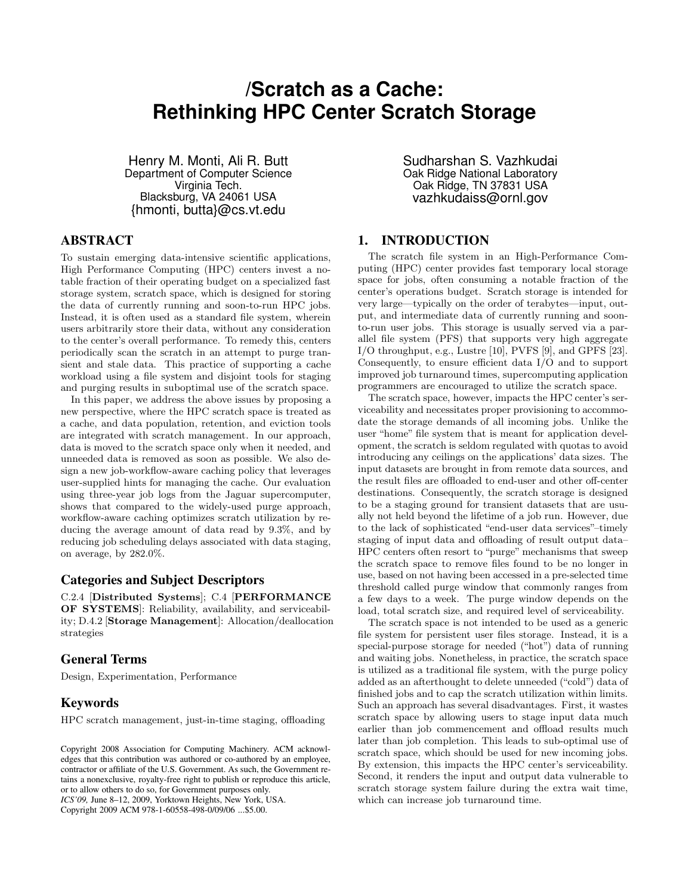# /Scratch as a Cache: Rethinking HPC Center Scratch Storage

Henry M. Monti, Ali R. Butt
Department of Computer Science
Virginia Tech.
Blacksburg, VA 24061 USA
{hmonti, butta}@cs.vt.edu

Sudharshan S. Vazhkudai
Oak Ridge National Laboratory
Oak Ridge, TN 37831 USA
vazhkudaiss@ornl.gov

## ABSTRACT

To sustain emerging data-intensive scientific applications, High Performance Computing (HPC) centers invest a notable fraction of their operating budget on a specialized fast storage system, scratch space, which is designed for storing the data of currently running and soon-to-run HPC jobs. Instead, it is often used as a standard file system, wherein users arbitrarily store their data, without any consideration to the center's overall performance. To remedy this, centers periodically scan the scratch in an attempt to purge transient and stale data. This practice of supporting a cache workload using a file system and disjoint tools for staging and purging results in suboptimal use of the scratch space.

In this paper, we address the above issues by proposing a new perspective, where the HPC scratch space is treated as a cache, and data population, retention, and eviction tools are integrated with scratch management. In our approach, data is moved to the scratch space only when it needed, and unneeded data is removed as soon as possible. We also design a new job-workflow-aware caching policy that leverages user-supplied hints for managing the cache. Our evaluation using three-year job logs from the Jaguar supercomputer, shows that compared to the widely-used purge approach, workflow-aware caching optimizes scratch utilization by reducing the average amount of data read by 9.3%, and by reducing job scheduling delays associated with data staging, on average, by 282.0%.

### Categories and Subject Descriptors

C.2.4 [**Distributed Systems**]; C.4 [**PERFORMANCE OF SYSTEMS**]: Reliability, availability, and serviceability; D.4.2 [**Storage Management**]: Allocation/deallocation strategies

### General Terms

Design, Experimentation, Performance

### Keywords

HPC scratch management, just-in-time staging, offloading

Copyright 2008 Association for Computing Machinery. ACM acknowledges that this contribution was authored or co-authored by an employee, contractor or affiliate of the U.S. Government. As such, the Government retains a nonexclusive, royalty-free right to publish or reproduce this article, or to allow others to do so, for Government purposes only.
*ICS'09,* June 8–12, 2009, Yorktown Heights, New York, USA.
Copyright 2009 ACM 978-1-60558-498-0/09/06 ...$5.00.

## 1. INTRODUCTION

The scratch file system in an High-Performance Computing (HPC) center provides fast temporary local storage space for jobs, often consuming a notable fraction of the center's operations budget. Scratch storage is intended for very large—typically on the order of terabytes—input, output, and intermediate data of currently running and soon-to-run user jobs. This storage is usually served via a parallel file system (PFS) that supports very high aggregate I/O throughput, e.g., Lustre [10], PVFS [9], and GPFS [23]. Consequently, to ensure efficient data I/O and to support improved job turnaround times, supercomputing application programmers are encouraged to utilize the scratch space.

The scratch space, however, impacts the HPC center's serviceability and necessitates proper provisioning to accommodate the storage demands of all incoming jobs. Unlike the user "home" file system that is meant for application development, the scratch is seldom regulated with quotas to avoid introducing any ceilings on the applications' data sizes. The input datasets are brought in from remote data sources, and the result files are offloaded to end-user and other off-center destinations. Consequently, the scratch storage is designed to be a staging ground for transient datasets that are usually not held beyond the lifetime of a job run. However, due to the lack of sophisticated "end-user data services"–timely staging of input data and offloading of result output data– HPC centers often resort to "purge" mechanisms that sweep the scratch space to remove files found to be no longer in use, based on not having been accessed in a pre-selected time threshold called purge window that commonly ranges from a few days to a week. The purge window depends on the load, total scratch size, and required level of serviceability.

The scratch space is not intended to be used as a generic file system for persistent user files storage. Instead, it is a special-purpose storage for needed ("hot") data of running and waiting jobs. Nonetheless, in practice, the scratch space is utilized as a traditional file system, with the purge policy added as an afterthought to delete unneeded ("cold") data of finished jobs and to cap the scratch utilization within limits. Such an approach has several disadvantages. First, it wastes scratch space by allowing users to stage input data much earlier than job commencement and offload results much later than job completion. This leads to sub-optimal use of scratch space, which should be used for new incoming jobs. By extension, this impacts the HPC center's serviceability. Second, it renders the input and output data vulnerable to scratch storage system failure during the extra wait time, which can increase job turnaround time.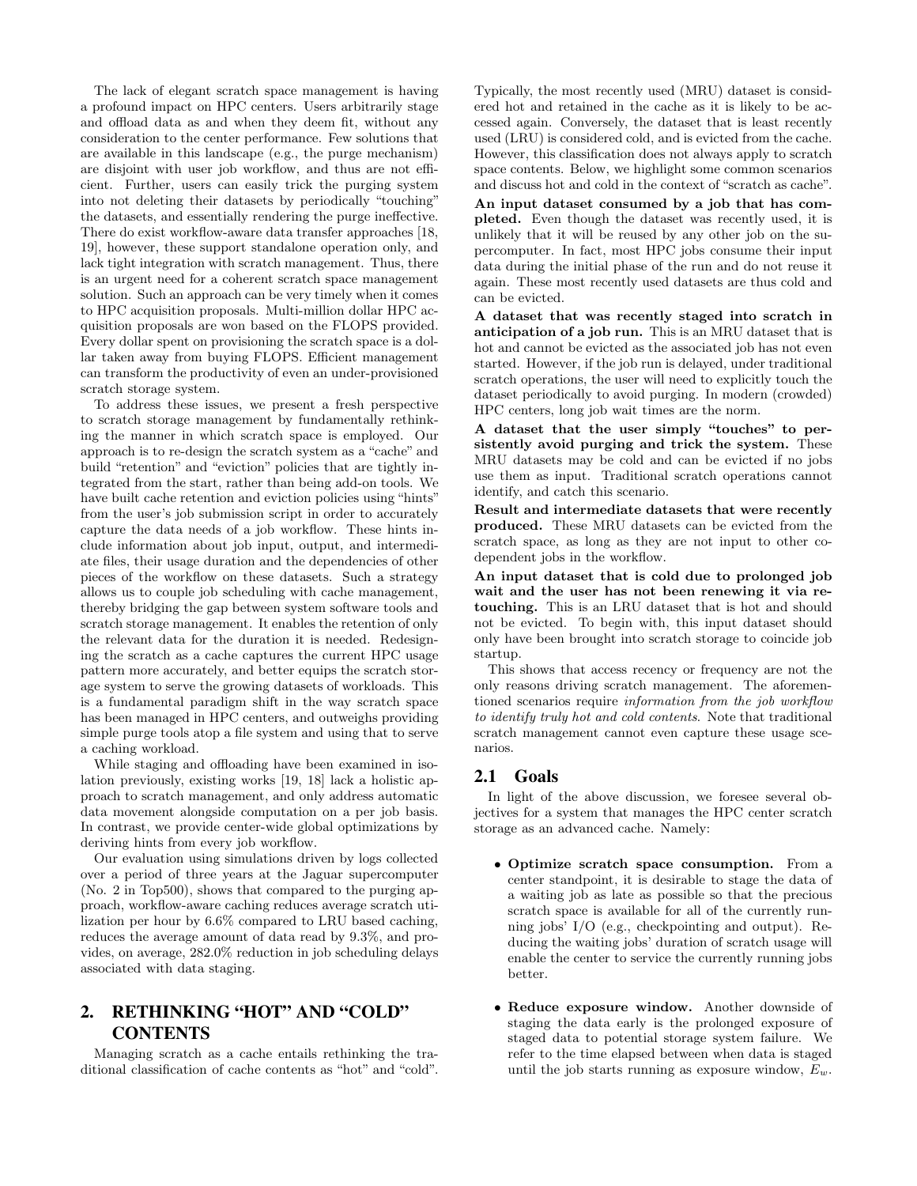The lack of elegant scratch space management is having a profound impact on HPC centers. Users arbitrarily stage and offload data as and when they deem fit, without any consideration to the center performance. Few solutions that are available in this landscape (e.g., the purge mechanism) are disjoint with user job workflow, and thus are not efficient. Further, users can easily trick the purging system into not deleting their datasets by periodically "touching" the datasets, and essentially rendering the purge ineffective. There do exist workflow-aware data transfer approaches [18, 19], however, these support standalone operation only, and lack tight integration with scratch management. Thus, there is an urgent need for a coherent scratch space management solution. Such an approach can be very timely when it comes to HPC acquisition proposals. Multi-million dollar HPC acquisition proposals are won based on the FLOPS provided. Every dollar spent on provisioning the scratch space is a dollar taken away from buying FLOPS. Efficient management can transform the productivity of even an under-provisioned scratch storage system.

To address these issues, we present a fresh perspective to scratch storage management by fundamentally rethinking the manner in which scratch space is employed. Our approach is to re-design the scratch system as a "cache" and build "retention" and "eviction" policies that are tightly integrated from the start, rather than being add-on tools. We have built cache retention and eviction policies using "hints" from the user's job submission script in order to accurately capture the data needs of a job workflow. These hints include information about job input, output, and intermediate files, their usage duration and the dependencies of other pieces of the workflow on these datasets. Such a strategy allows us to couple job scheduling with cache management, thereby bridging the gap between system software tools and scratch storage management. It enables the retention of only the relevant data for the duration it is needed. Redesigning the scratch as a cache captures the current HPC usage pattern more accurately, and better equips the scratch storage system to serve the growing datasets of workloads. This is a fundamental paradigm shift in the way scratch space has been managed in HPC centers, and outweighs providing simple purge tools atop a file system and using that to serve a caching workload.

While staging and offloading have been examined in isolation previously, existing works [19, 18] lack a holistic approach to scratch management, and only address automatic data movement alongside computation on a per job basis. In contrast, we provide center-wide global optimizations by deriving hints from every job workflow.

Our evaluation using simulations driven by logs collected over a period of three years at the Jaguar supercomputer (No. 2 in Top500), shows that compared to the purging approach, workflow-aware caching reduces average scratch utilization per hour by 6.6% compared to LRU based caching, reduces the average amount of data read by 9.3%, and provides, on average, 282.0% reduction in job scheduling delays associated with data staging.

## 2. RETHINKING "HOT" AND "COLD" CONTENTS

Managing scratch as a cache entails rethinking the traditional classification of cache contents as "hot" and "cold". Typically, the most recently used (MRU) dataset is considered hot and retained in the cache as it is likely to be accessed again. Conversely, the dataset that is least recently used (LRU) is considered cold, and is evicted from the cache. However, this classification does not always apply to scratch space contents. Below, we highlight some common scenarios and discuss hot and cold in the context of "scratch as cache".

**An input dataset consumed by a job that has completed.** Even though the dataset was recently used, it is unlikely that it will be reused by any other job on the supercomputer. In fact, most HPC jobs consume their input data during the initial phase of the run and do not reuse it again. These most recently used datasets are thus cold and can be evicted.

**A dataset that was recently staged into scratch in anticipation of a job run.** This is an MRU dataset that is hot and cannot be evicted as the associated job has not even started. However, if the job run is delayed, under traditional scratch operations, the user will need to explicitly touch the dataset periodically to avoid purging. In modern (crowded) HPC centers, long job wait times are the norm.

**A dataset that the user simply "touches" to persistently avoid purging and trick the system.** These MRU datasets may be cold and can be evicted if no jobs use them as input. Traditional scratch operations cannot identify, and catch this scenario.

**Result and intermediate datasets that were recently produced.** These MRU datasets can be evicted from the scratch space, as long as they are not input to other co-dependent jobs in the workflow.

**An input dataset that is cold due to prolonged job wait and the user has not been renewing it via retouching.** This is an LRU dataset that is hot and should not be evicted. To begin with, this input dataset should only have been brought into scratch storage to coincide job startup.

This shows that access recency or frequency are not the only reasons driving scratch management. The aforementioned scenarios require *information from the job workflow to identify truly hot and cold contents*. Note that traditional scratch management cannot even capture these usage scenarios.

### 2.1 Goals

In light of the above discussion, we foresee several objectives for a system that manages the HPC center scratch storage as an advanced cache. Namely:

- **Optimize scratch space consumption.** From a center standpoint, it is desirable to stage the data of a waiting job as late as possible so that the precious scratch space is available for all of the currently running jobs' I/O (e.g., checkpointing and output). Reducing the waiting jobs' duration of scratch usage will enable the center to service the currently running jobs better.

- **Reduce exposure window.** Another downside of staging the data early is the prolonged exposure of staged data to potential storage system failure. We refer to the time elapsed between when data is staged until the job starts running as exposure window, $E_w$.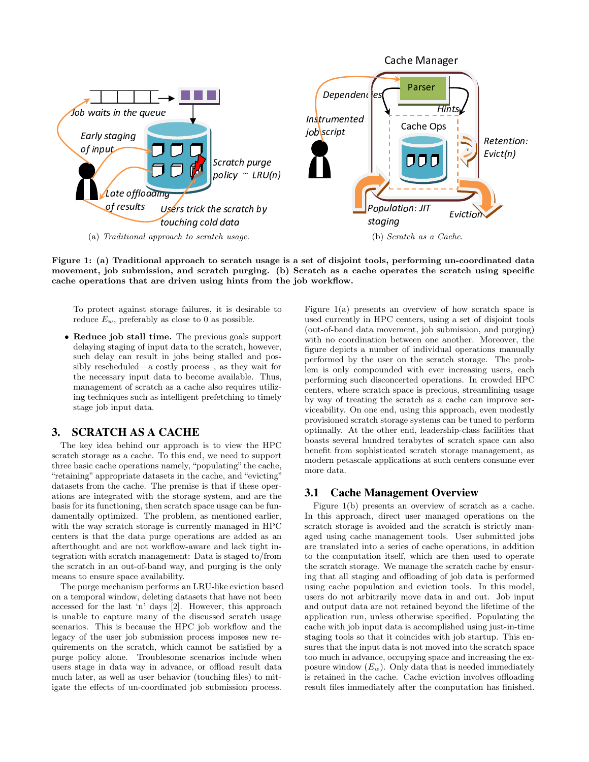Job waits in the queue

Early staging of input

Scratch purge policy ~ LRU(n)

Late offloading of results

Users trick the scratch by touching cold data

(a) *Traditional approach to scratch usage.*

Cache Manager

Parser

Dependencies

Hints

Instrumented job script

Cache Ops

Retention: Evict(n)

Population: JIT staging

Eviction

(b) *Scratch as a Cache.*

**Figure 1: (a) Traditional approach to scratch usage is a set of disjoint tools, performing un-coordinated data movement, job submission, and scratch purging. (b) Scratch as a cache operates the scratch using specific cache operations that are driven using hints from the job workflow.**

To protect against storage failures, it is desirable to reduce $E_w$, preferably as close to 0 as possible.

- **Reduce job stall time.** The previous goals support delaying staging of input data to the scratch, however, such delay can result in jobs being stalled and possibly rescheduled—a costly process–, as they wait for the necessary input data to become available. Thus, management of scratch as a cache also requires utilizing techniques such as intelligent prefetching to timely stage job input data.

## 3. SCRATCH AS A CACHE

The key idea behind our approach is to view the HPC scratch storage as a cache. To this end, we need to support three basic cache operations namely, "populating" the cache, "retaining" appropriate datasets in the cache, and "evicting" datasets from the cache. The premise is that if these operations are integrated with the storage system, and are the basis for its functioning, then scratch space usage can be fundamentally optimized. The problem, as mentioned earlier, with the way scratch storage is currently managed in HPC centers is that the data purge operations are added as an afterthought and are not workflow-aware and lack tight integration with scratch management: Data is staged to/from the scratch in an out-of-band way, and purging is the only means to ensure space availability.

The purge mechanism performs an LRU-like eviction based on a temporal window, deleting datasets that have not been accessed for the last 'n' days [2]. However, this approach is unable to capture many of the discussed scratch usage scenarios. This is because the HPC job workflow and the legacy of the user job submission process imposes new requirements on the scratch, which cannot be satisfied by a purge policy alone. Troublesome scenarios include when users stage in data way in advance, or offload result data much later, as well as user behavior (touching files) to mitigate the effects of un-coordinated job submission process.

Figure 1(a) presents an overview of how scratch space is used currently in HPC centers, using a set of disjoint tools (out-of-band data movement, job submission, and purging) with no coordination between one another. Moreover, the figure depicts a number of individual operations manually performed by the user on the scratch storage. The problem is only compounded with ever increasing users, each performing such disconcerted operations. In crowded HPC centers, where scratch space is precious, streamlining usage by way of treating the scratch as a cache can improve serviceability. On one end, using this approach, even modestly provisioned scratch storage systems can be tuned to perform optimally. At the other end, leadership-class facilities that boasts several hundred terabytes of scratch space can also benefit from sophisticated scratch storage management, as modern petascale applications at such centers consume ever more data.

### 3.1 Cache Management Overview

Figure 1(b) presents an overview of scratch as a cache. In this approach, direct user managed operations on the scratch storage is avoided and the scratch is strictly managed using cache management tools. User submitted jobs are translated into a series of cache operations, in addition to the computation itself, which are then used to operate the scratch storage. We manage the scratch cache by ensuring that all staging and offloading of job data is performed using cache population and eviction tools. In this model, users do not arbitrarily move data in and out. Job input and output data are not retained beyond the lifetime of the application run, unless otherwise specified. Populating the cache with job input data is accomplished using just-in-time staging tools so that it coincides with job startup. This ensures that the input data is not moved into the scratch space too much in advance, occupying space and increasing the exposure window ($E_w$). Only data that is needed immediately is retained in the cache. Cache eviction involves offloading result files immediately after the computation has finished.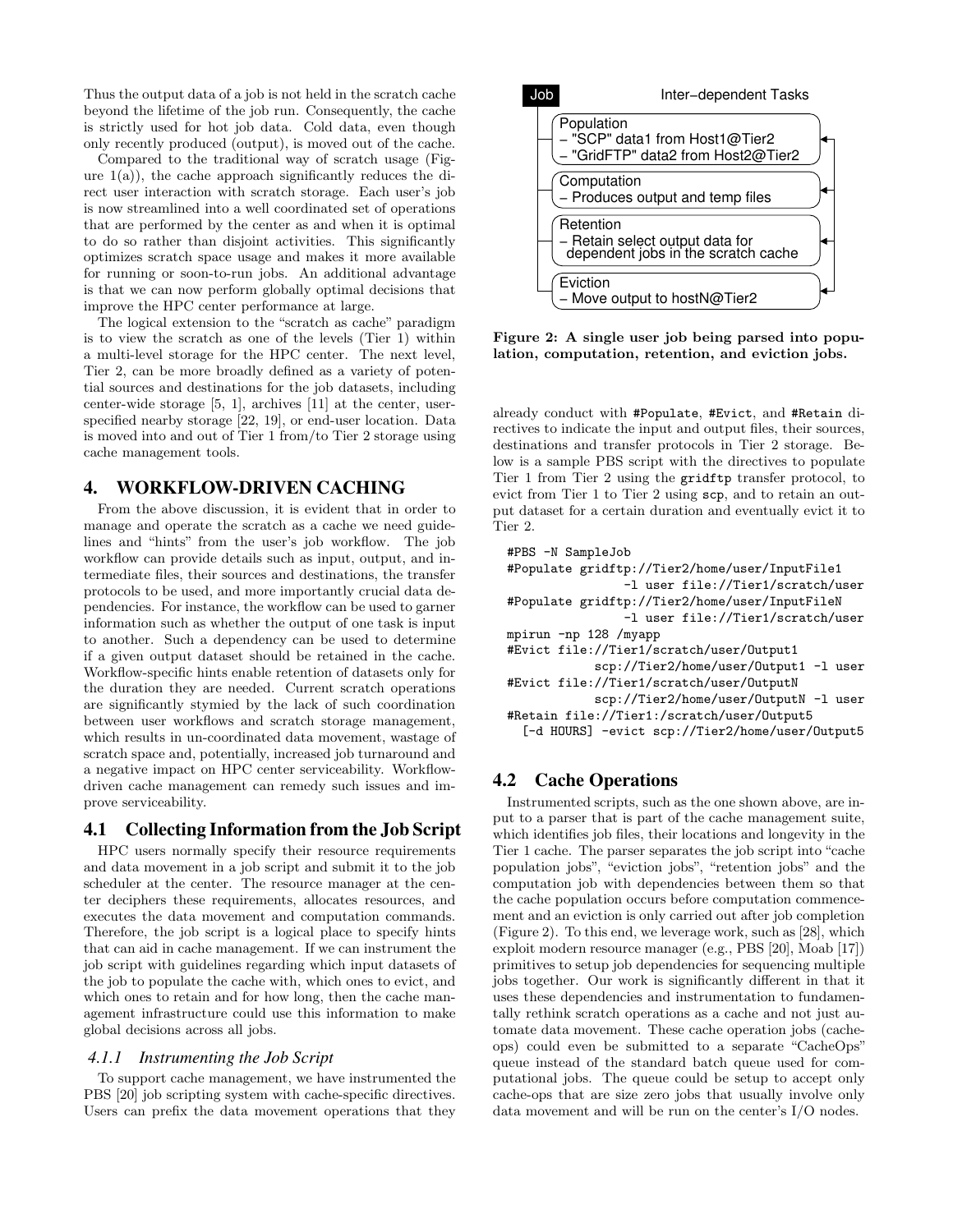Thus the output data of a job is not held in the scratch cache beyond the lifetime of the job run. Consequently, the cache is strictly used for hot job data. Cold data, even though only recently produced (output), is moved out of the cache.

Compared to the traditional way of scratch usage (Figure 1(a)), the cache approach significantly reduces the direct user interaction with scratch storage. Each user's job is now streamlined into a well coordinated set of operations that are performed by the center as and when it is optimal to do so rather than disjoint activities. This significantly optimizes scratch space usage and makes it more available for running or soon-to-run jobs. An additional advantage is that we can now perform globally optimal decisions that improve the HPC center performance at large.

The logical extension to the "scratch as cache" paradigm is to view the scratch as one of the levels (Tier 1) within a multi-level storage for the HPC center. The next level, Tier 2, can be more broadly defined as a variety of potential sources and destinations for the job datasets, including center-wide storage [5, 1], archives [11] at the center, user-specified nearby storage [22, 19], or end-user location. Data is moved into and out of Tier 1 from/to Tier 2 storage using cache management tools.

## 4. WORKFLOW-DRIVEN CACHING

From the above discussion, it is evident that in order to manage and operate the scratch as a cache we need guidelines and "hints" from the user's job workflow. The job workflow can provide details such as input, output, and intermediate files, their sources and destinations, the transfer protocols to be used, and more importantly crucial data dependencies. For instance, the workflow can be used to garner information such as whether the output of one task is input to another. Such a dependency can be used to determine if a given output dataset should be retained in the cache. Workflow-specific hints enable retention of datasets only for the duration they are needed. Current scratch operations are significantly stymied by the lack of such coordination between user workflows and scratch storage management, which results in un-coordinated data movement, wastage of scratch space and, potentially, increased job turnaround and a negative impact on HPC center serviceability. Workflow-driven cache management can remedy such issues and improve serviceability.

### 4.1 Collecting Information from the Job Script

HPC users normally specify their resource requirements and data movement in a job script and submit it to the job scheduler at the center. The resource manager at the center deciphers these requirements, allocates resources, and executes the data movement and computation commands. Therefore, the job script is a logical place to specify hints that can aid in cache management. If we can instrument the job script with guidelines regarding which input datasets of the job to populate the cache with, which ones to evict, and which ones to retain and for how long, then the cache management infrastructure could use this information to make global decisions across all jobs.

#### 4.1.1 Instrumenting the Job Script

To support cache management, we have instrumented the PBS [20] job scripting system with cache-specific directives. Users can prefix the data movement operations that they already conduct with `#Populate`, `#Evict`, and `#Retain` directives to indicate the input and output files, their sources, destinations and transfer protocols in Tier 2 storage. Below is a sample PBS script with the directives to populate Tier 1 from Tier 2 using the `gridftp` transfer protocol, to evict from Tier 1 to Tier 2 using `scp`, and to retain an output dataset for a certain duration and eventually evict it to Tier 2.

```
#PBS -N SampleJob
#Populate gridftp://Tier2/home/user/InputFile1
                -l user file://Tier1/scratch/user
#Populate gridftp://Tier2/home/user/InputFileN
                -l user file://Tier1/scratch/user
mpirun -np 128 /myapp
#Evict file://Tier1/scratch/user/Output1
            scp://Tier2/home/user/Output1 -l user
#Evict file://Tier1/scratch/user/OutputN
            scp://Tier2/home/user/OutputN -l user
#Retain file://Tier1:/scratch/user/Output5
  [-d HOURS] -evict scp://Tier2/home/user/Output5
```

Job — Inter−dependent Tasks

- Population
  - "SCP" data1 from Host1@Tier2
  - "GridFTP" data2 from Host2@Tier2
- Computation
  - Produces output and temp files
- Retention
  - Retain select output data for dependent jobs in the scratch cache
- Eviction
  - Move output to hostN@Tier2

**Figure 2: A single user job being parsed into population, computation, retention, and eviction jobs.**

### 4.2 Cache Operations

Instrumented scripts, such as the one shown above, are input to a parser that is part of the cache management suite, which identifies job files, their locations and longevity in the Tier 1 cache. The parser separates the job script into "cache population jobs", "eviction jobs", "retention jobs" and the computation job with dependencies between them so that the cache population occurs before computation commencement and an eviction is only carried out after job completion (Figure 2). To this end, we leverage work, such as [28], which exploit modern resource manager (e.g., PBS [20], Moab [17]) primitives to setup job dependencies for sequencing multiple jobs together. Our work is significantly different in that it uses these dependencies and instrumentation to fundamentally rethink scratch operations as a cache and not just automate data movement. These cache operation jobs (cache-ops) could even be submitted to a separate "CacheOps" queue instead of the standard batch queue used for computational jobs. The queue could be setup to accept only cache-ops that are size zero jobs that usually involve only data movement and will be run on the center's I/O nodes.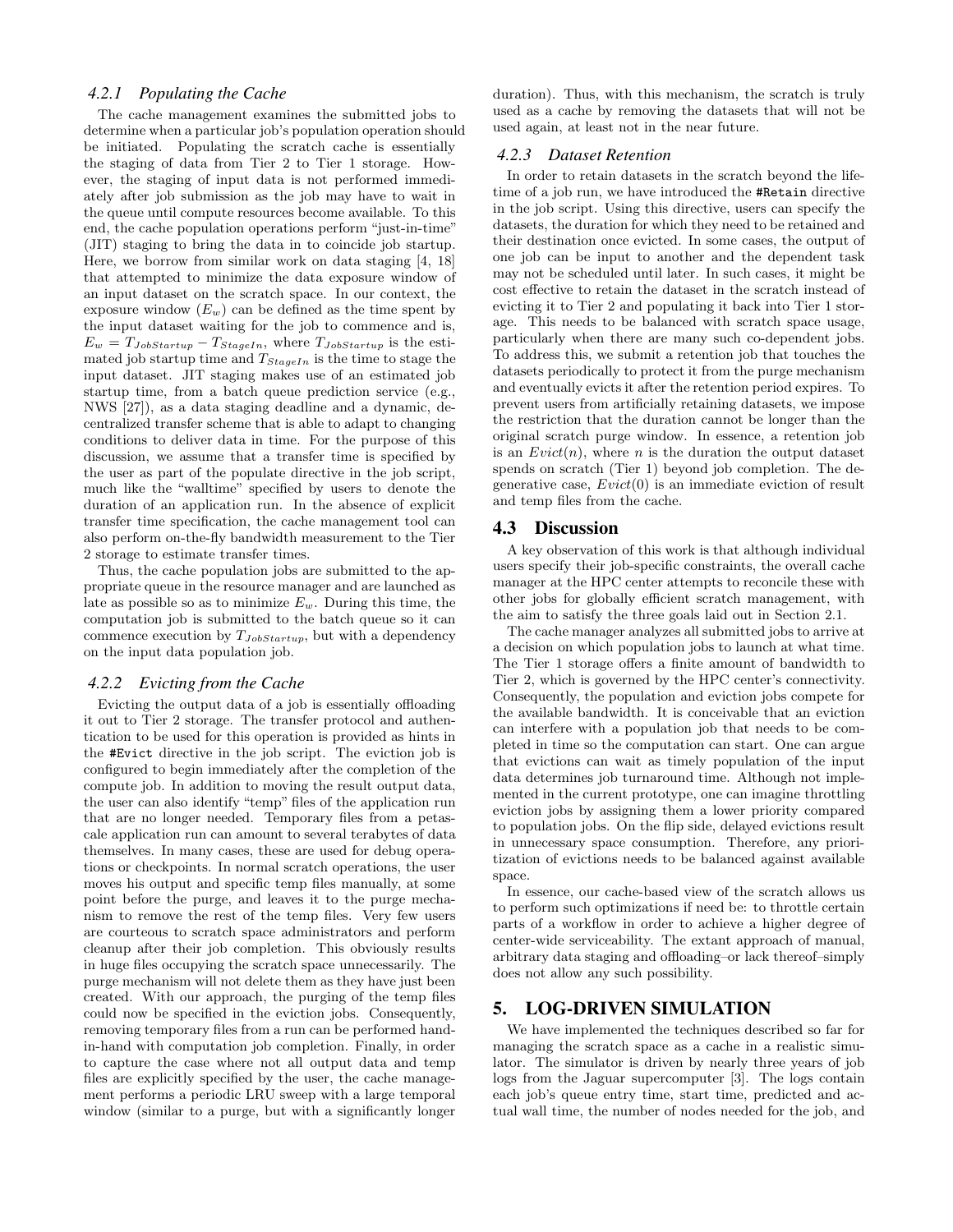#### 4.2.1 Populating the Cache

The cache management examines the submitted jobs to determine when a particular job's population operation should be initiated. Populating the scratch cache is essentially the staging of data from Tier 2 to Tier 1 storage. However, the staging of input data is not performed immediately after job submission as the job may have to wait in the queue until compute resources become available. To this end, the cache population operations perform "just-in-time" (JIT) staging to bring the data in to coincide job startup. Here, we borrow from similar work on data staging [4, 18] that attempted to minimize the data exposure window of an input dataset on the scratch space. In our context, the exposure window ($E_w$) can be defined as the time spent by the input dataset waiting for the job to commence and is, $E_w = T_{JobStartup} - T_{StageIn}$, where $T_{JobStartup}$ is the estimated job startup time and $T_{StageIn}$ is the time to stage the input dataset. JIT staging makes use of an estimated job startup time, from a batch queue prediction service (e.g., NWS [27]), as a data staging deadline and a dynamic, decentralized transfer scheme that is able to adapt to changing conditions to deliver data in time. For the purpose of this discussion, we assume that a transfer time is specified by the user as part of the populate directive in the job script, much like the "walltime" specified by users to denote the duration of an application run. In the absence of explicit transfer time specification, the cache management tool can also perform on-the-fly bandwidth measurement to the Tier 2 storage to estimate transfer times.

Thus, the cache population jobs are submitted to the appropriate queue in the resource manager and are launched as late as possible so as to minimize $E_w$. During this time, the computation job is submitted to the batch queue so it can commence execution by $T_{JobStartup}$, but with a dependency on the input data population job.

#### 4.2.2 Evicting from the Cache

Evicting the output data of a job is essentially offloading it out to Tier 2 storage. The transfer protocol and authentication to be used for this operation is provided as hints in the #Evict directive in the job script. The eviction job is configured to begin immediately after the completion of the compute job. In addition to moving the result output data, the user can also identify "temp" files of the application run that are no longer needed. Temporary files from a petascale application run can amount to several terabytes of data themselves. In many cases, these are used for debug operations or checkpoints. In normal scratch operations, the user moves his output and specific temp files manually, at some point before the purge, and leaves it to the purge mechanism to remove the rest of the temp files. Very few users are courteous to scratch space administrators and perform cleanup after their job completion. This obviously results in huge files occupying the scratch space unnecessarily. The purge mechanism will not delete them as they have just been created. With our approach, the purging of the temp files could now be specified in the eviction jobs. Consequently, removing temporary files from a run can be performed hand-in-hand with computation job completion. Finally, in order to capture the case where not all output data and temp files are explicitly specified by the user, the cache management performs a periodic LRU sweep with a large temporal window (similar to a purge, but with a significantly longer duration). Thus, with this mechanism, the scratch is truly used as a cache by removing the datasets that will not be used again, at least not in the near future.

#### 4.2.3 Dataset Retention

In order to retain datasets in the scratch beyond the lifetime of a job run, we have introduced the #Retain directive in the job script. Using this directive, users can specify the datasets, the duration for which they need to be retained and their destination once evicted. In some cases, the output of one job can be input to another and the dependent task may not be scheduled until later. In such cases, it might be cost effective to retain the dataset in the scratch instead of evicting it to Tier 2 and populating it back into Tier 1 storage. This needs to be balanced with scratch space usage, particularly when there are many such co-dependent jobs. To address this, we submit a retention job that touches the datasets periodically to protect it from the purge mechanism and eventually evicts it after the retention period expires. To prevent users from artificially retaining datasets, we impose the restriction that the duration cannot be longer than the original scratch purge window. In essence, a retention job is an $Evict(n)$, where $n$ is the duration the output dataset spends on scratch (Tier 1) beyond job completion. The degenerative case, $Evict(0)$ is an immediate eviction of result and temp files from the cache.

### 4.3 Discussion

A key observation of this work is that although individual users specify their job-specific constraints, the overall cache manager at the HPC center attempts to reconcile these with other jobs for globally efficient scratch management, with the aim to satisfy the three goals laid out in Section 2.1.

The cache manager analyzes all submitted jobs to arrive at a decision on which population jobs to launch at what time. The Tier 1 storage offers a finite amount of bandwidth to Tier 2, which is governed by the HPC center's connectivity. Consequently, the population and eviction jobs compete for the available bandwidth. It is conceivable that an eviction can interfere with a population job that needs to be completed in time so the computation can start. One can argue that evictions can wait as timely population of the input data determines job turnaround time. Although not implemented in the current prototype, one can imagine throttling eviction jobs by assigning them a lower priority compared to population jobs. On the flip side, delayed evictions result in unnecessary space consumption. Therefore, any prioritization of evictions needs to be balanced against available space.

In essence, our cache-based view of the scratch allows us to perform such optimizations if need be: to throttle certain parts of a workflow in order to achieve a higher degree of center-wide serviceability. The extant approach of manual, arbitrary data staging and offloading–or lack thereof–simply does not allow any such possibility.

## 5. LOG-DRIVEN SIMULATION

We have implemented the techniques described so far for managing the scratch space as a cache in a realistic simulator. The simulator is driven by nearly three years of job logs from the Jaguar supercomputer [3]. The logs contain each job's queue entry time, start time, predicted and actual wall time, the number of nodes needed for the job, and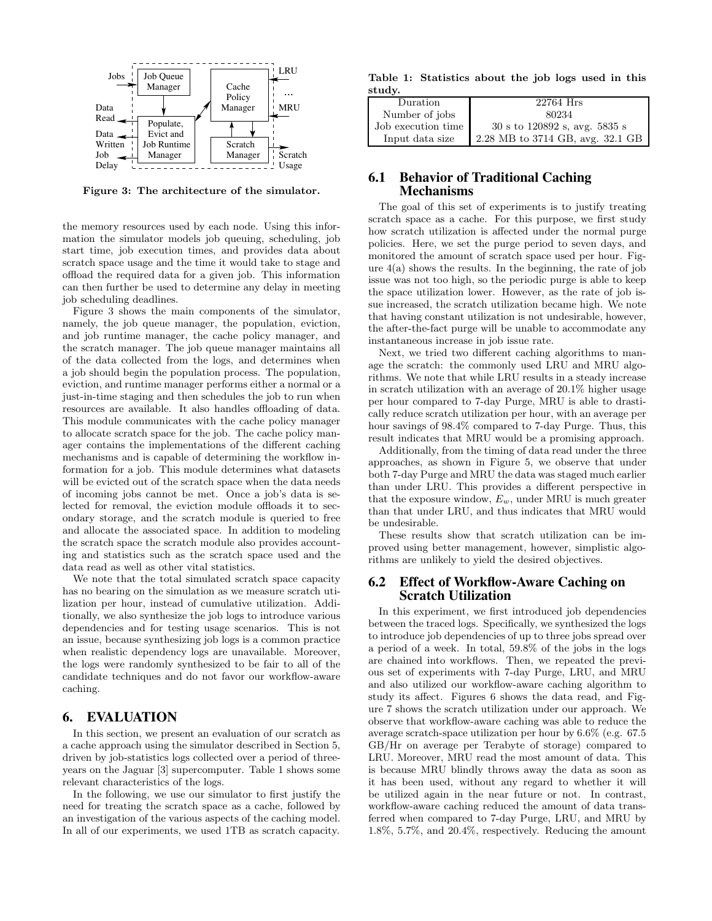Jobs

Job Queue Manager

Cache Policy Manager

LRU

...

MRU

Data Read

Populate, Evict and Job Runtime Manager

Data Written

Job Delay

Scratch Manager

Scratch Usage

Figure 3: The architecture of the simulator.

the memory resources used by each node. Using this information the simulator models job queuing, scheduling, job start time, job execution times, and provides data about scratch space usage and the time it would take to stage and offload the required data for a given job. This information can then further be used to determine any delay in meeting job scheduling deadlines.

Figure 3 shows the main components of the simulator, namely, the job queue manager, the population, eviction, and job runtime manager, the cache policy manager, and the scratch manager. The job queue manager maintains all of the data collected from the logs, and determines when a job should begin the population process. The population, eviction, and runtime manager performs either a normal or a just-in-time staging and then schedules the job to run when resources are available. It also handles offloading of data. This module communicates with the cache policy manager to allocate scratch space for the job. The cache policy manager contains the implementations of the different caching mechanisms and is capable of determining the workflow information for a job. This module determines what datasets will be evicted out of the scratch space when the data needs of incoming jobs cannot be met. Once a job's data is selected for removal, the eviction module offloads it to secondary storage, and the scratch module is queried to free and allocate the associated space. In addition to modeling the scratch space the scratch module also provides accounting and statistics such as the scratch space used and the data read as well as other vital statistics.

We note that the total simulated scratch space capacity has no bearing on the simulation as we measure scratch utilization per hour, instead of cumulative utilization. Additionally, we also synthesize the job logs to introduce various dependencies and for testing usage scenarios. This is not an issue, because synthesizing job logs is a common practice when realistic dependency logs are unavailable. Moreover, the logs were randomly synthesized to be fair to all of the candidate techniques and do not favor our workflow-aware caching.

## 6. EVALUATION

In this section, we present an evaluation of our scratch as a cache approach using the simulator described in Section 5, driven by job-statistics logs collected over a period of three-years on the Jaguar [3] supercomputer. Table 1 shows some relevant characteristics of the logs.

In the following, we use our simulator to first justify the need for treating the scratch space as a cache, followed by an investigation of the various aspects of the caching model. In all of our experiments, we used 1TB as scratch capacity.

**Table 1: Statistics about the job logs used in this study.**

| | |
|---|---|
| Duration | 22764 Hrs |
| Number of jobs | 80234 |
| Job execution time | 30 s to 120892 s, avg. 5835 s |
| Input data size | 2.28 MB to 3714 GB, avg. 32.1 GB |

### 6.1 Behavior of Traditional Caching Mechanisms

The goal of this set of experiments is to justify treating scratch space as a cache. For this purpose, we first study how scratch utilization is affected under the normal purge policies. Here, we set the purge period to seven days, and monitored the amount of scratch space used per hour. Figure 4(a) shows the results. In the beginning, the rate of job issue was not too high, so the periodic purge is able to keep the space utilization lower. However, as the rate of job issue increased, the scratch utilization became high. We note that having constant utilization is not undesirable, however, the after-the-fact purge will be unable to accommodate any instantaneous increase in job issue rate.

Next, we tried two different caching algorithms to manage the scratch: the commonly used LRU and MRU algorithms. We note that while LRU results in a steady increase in scratch utilization with an average of 20.1% higher usage per hour compared to 7-day Purge, MRU is able to drastically reduce scratch utilization per hour, with an average per hour savings of 98.4% compared to 7-day Purge. Thus, this result indicates that MRU would be a promising approach.

Additionally, from the timing of data read under the three approaches, as shown in Figure 5, we observe that under both 7-day Purge and MRU the data was staged much earlier than under LRU. This provides a different perspective in that the exposure window, $E_w$, under MRU is much greater than that under LRU, and thus indicates that MRU would be undesirable.

These results show that scratch utilization can be improved using better management, however, simplistic algorithms are unlikely to yield the desired objectives.

### 6.2 Effect of Workflow-Aware Caching on Scratch Utilization

In this experiment, we first introduced job dependencies between the traced logs. Specifically, we synthesized the logs to introduce job dependencies of up to three jobs spread over a period of a week. In total, 59.8% of the jobs in the logs are chained into workflows. Then, we repeated the previous set of experiments with 7-day Purge, LRU, and MRU and also utilized our workflow-aware caching algorithm to study its affect. Figures 6 shows the data read, and Figure 7 shows the scratch utilization under our approach. We observe that workflow-aware caching was able to reduce the average scratch-space utilization per hour by 6.6% (e.g. 67.5 GB/Hr on average per Terabyte of storage) compared to LRU. Moreover, MRU read the most amount of data. This is because MRU blindly throws away the data as soon as it has been used, without any regard to whether it will be utilized again in the near future or not. In contrast, workflow-aware caching reduced the amount of data transferred when compared to 7-day Purge, LRU, and MRU by 1.8%, 5.7%, and 20.4%, respectively. Reducing the amount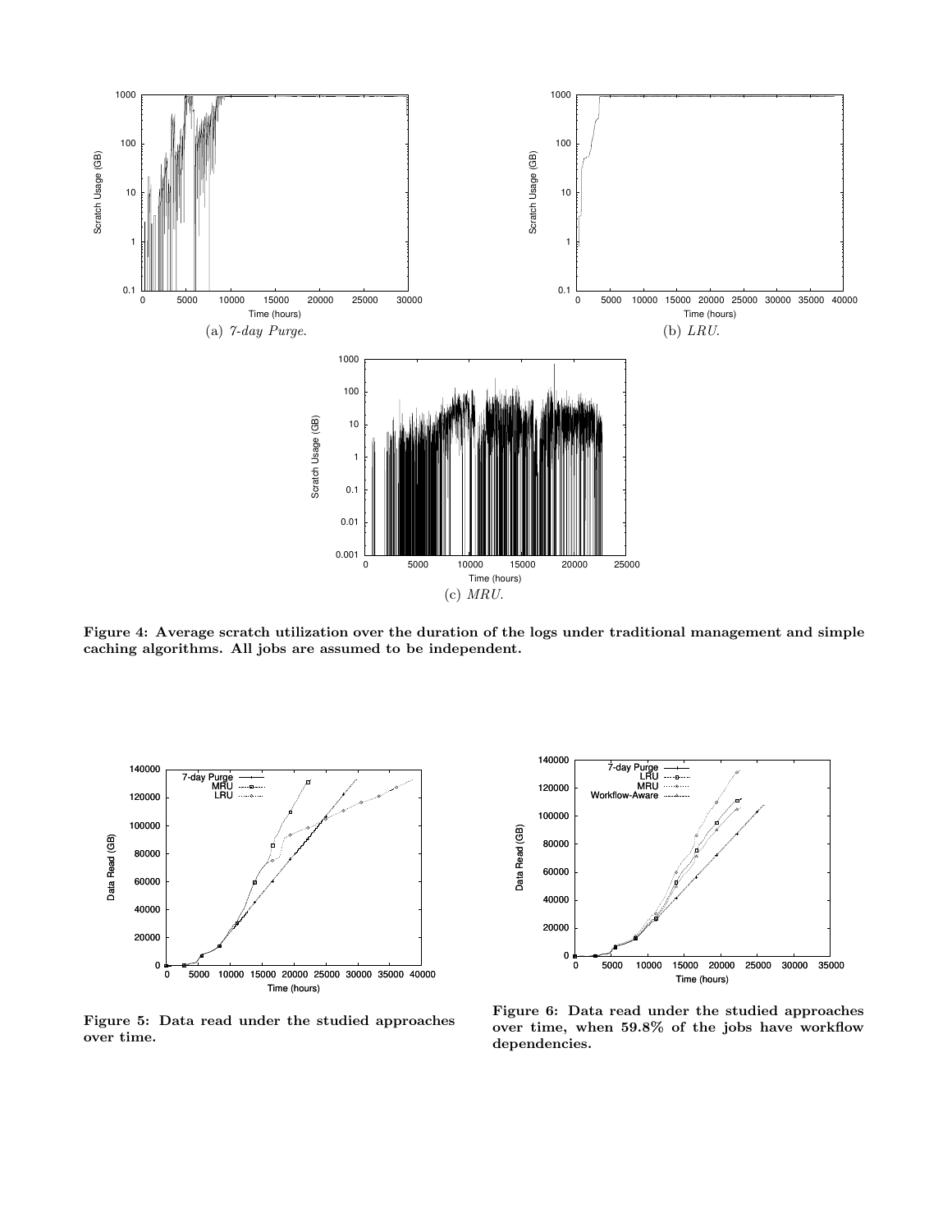(a) *7-day Purge.*

(b) *LRU.*

(c) *MRU.*

**Figure 4: Average scratch utilization over the duration of the logs under traditional management and simple caching algorithms. All jobs are assumed to be independent.**

**Figure 5: Data read under the studied approaches over time.**

**Figure 6: Data read under the studied approaches over time, when 59.8% of the jobs have workflow dependencies.**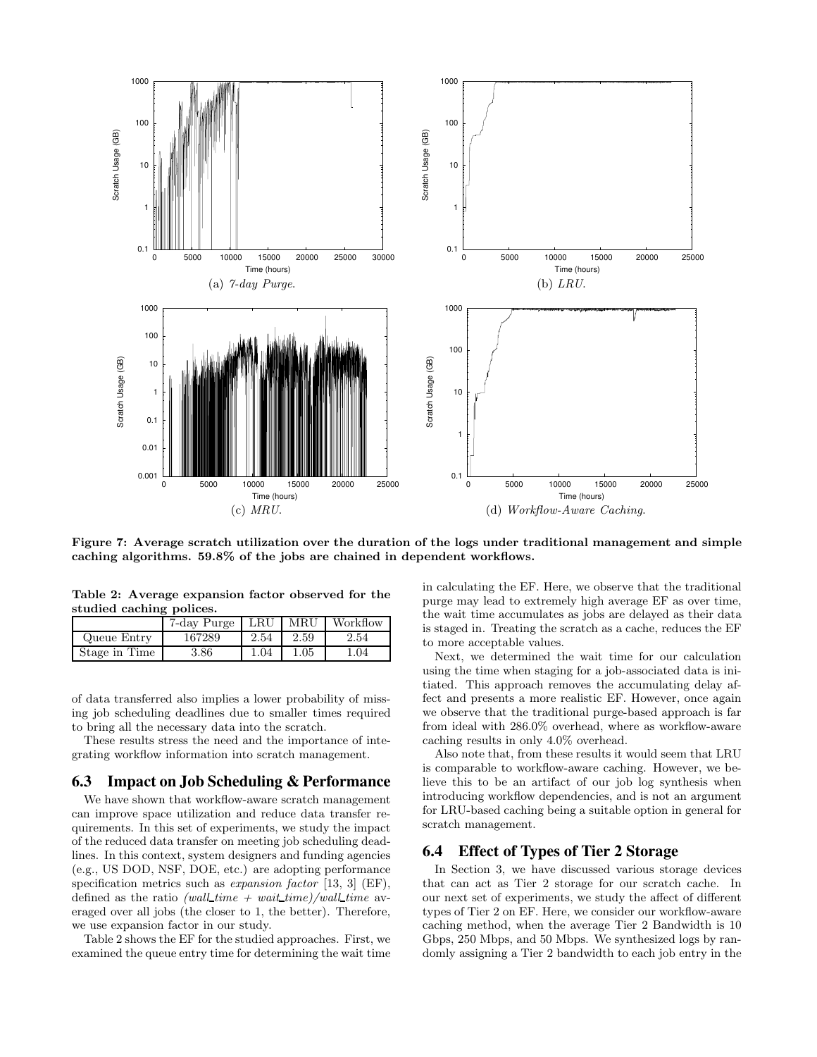(a) *7-day Purge*.

(b) *LRU*.

(c) *MRU*.

(d) *Workflow-Aware Caching*.

**Figure 7: Average scratch utilization over the duration of the logs under traditional management and simple caching algorithms. 59.8% of the jobs are chained in dependent workflows.**

**Table 2: Average expansion factor observed for the studied caching polices.**

| | 7-day Purge | LRU | MRU | Workflow |
|---|---|---|---|---|
| Queue Entry | 167289 | 2.54 | 2.59 | 2.54 |
| Stage in Time | 3.86 | 1.04 | 1.05 | 1.04 |

of data transferred also implies a lower probability of missing job scheduling deadlines due to smaller times required to bring all the necessary data into the scratch.

These results stress the need and the importance of integrating workflow information into scratch management.

## 6.3 Impact on Job Scheduling & Performance

We have shown that workflow-aware scratch management can improve space utilization and reduce data transfer requirements. In this set of experiments, we study the impact of the reduced data transfer on meeting job scheduling deadlines. In this context, system designers and funding agencies (e.g., US DOD, NSF, DOE, etc.) are adopting performance specification metrics such as *expansion factor* [13, 3] (EF), defined as the ratio *(wall_time + wait_time)/wall_time* averaged over all jobs (the closer to 1, the better). Therefore, we use expansion factor in our study.

Table 2 shows the EF for the studied approaches. First, we examined the queue entry time for determining the wait time in calculating the EF. Here, we observe that the traditional purge may lead to extremely high average EF as over time, the wait time accumulates as jobs are delayed as their data is staged in. Treating the scratch as a cache, reduces the EF to more acceptable values.

Next, we determined the wait time for our calculation using the time when staging for a job-associated data is initiated. This approach removes the accumulating delay affect and presents a more realistic EF. However, once again we observe that the traditional purge-based approach is far from ideal with 286.0% overhead, where as workflow-aware caching results in only 4.0% overhead.

Also note that, from these results it would seem that LRU is comparable to workflow-aware caching. However, we believe this to be an artifact of our job log synthesis when introducing workflow dependencies, and is not an argument for LRU-based caching being a suitable option in general for scratch management.

## 6.4 Effect of Types of Tier 2 Storage

In Section 3, we have discussed various storage devices that can act as Tier 2 storage for our scratch cache. In our next set of experiments, we study the affect of different types of Tier 2 on EF. Here, we consider our workflow-aware caching method, when the average Tier 2 Bandwidth is 10 Gbps, 250 Mbps, and 50 Mbps. We synthesized logs by randomly assigning a Tier 2 bandwidth to each job entry in the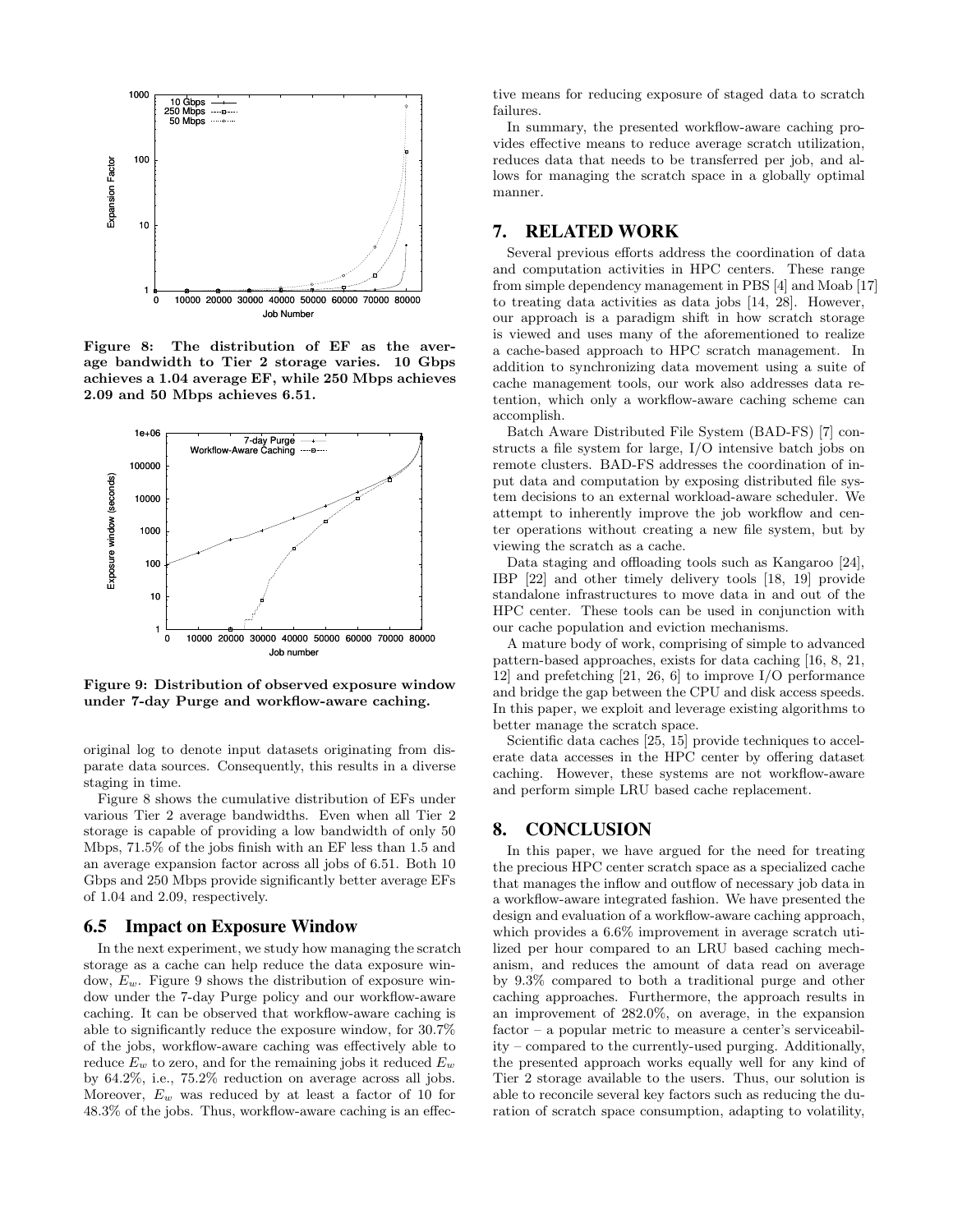Figure 8: The distribution of EF as the average bandwidth to Tier 2 storage varies. 10 Gbps achieves a 1.04 average EF, while 250 Mbps achieves 2.09 and 50 Mbps achieves 6.51.

Figure 9: Distribution of observed exposure window under 7-day Purge and workflow-aware caching.

original log to denote input datasets originating from disparate data sources. Consequently, this results in a diverse staging in time.

Figure 8 shows the cumulative distribution of EFs under various Tier 2 average bandwidths. Even when all Tier 2 storage is capable of providing a low bandwidth of only 50 Mbps, 71.5% of the jobs finish with an EF less than 1.5 and an average expansion factor across all jobs of 6.51. Both 10 Gbps and 250 Mbps provide significantly better average EFs of 1.04 and 2.09, respectively.

### 6.5 Impact on Exposure Window

In the next experiment, we study how managing the scratch storage as a cache can help reduce the data exposure window, $E_w$. Figure 9 shows the distribution of exposure window under the 7-day Purge policy and our workflow-aware caching. It can be observed that workflow-aware caching is able to significantly reduce the exposure window, for 30.7% of the jobs, workflow-aware caching was effectively able to reduce $E_w$ to zero, and for the remaining jobs it reduced $E_w$ by 64.2%, i.e., 75.2% reduction on average across all jobs. Moreover, $E_w$ was reduced by at least a factor of 10 for 48.3% of the jobs. Thus, workflow-aware caching is an effective means for reducing exposure of staged data to scratch failures.

In summary, the presented workflow-aware caching provides effective means to reduce average scratch utilization, reduces data that needs to be transferred per job, and allows for managing the scratch space in a globally optimal manner.

## 7. RELATED WORK

Several previous efforts address the coordination of data and computation activities in HPC centers. These range from simple dependency management in PBS [4] and Moab [17] to treating data activities as data jobs [14, 28]. However, our approach is a paradigm shift in how scratch storage is viewed and uses many of the aforementioned to realize a cache-based approach to HPC scratch management. In addition to synchronizing data movement using a suite of cache management tools, our work also addresses data retention, which only a workflow-aware caching scheme can accomplish.

Batch Aware Distributed File System (BAD-FS) [7] constructs a file system for large, I/O intensive batch jobs on remote clusters. BAD-FS addresses the coordination of input data and computation by exposing distributed file system decisions to an external workload-aware scheduler. We attempt to inherently improve the job workflow and center operations without creating a new file system, but by viewing the scratch as a cache.

Data staging and offloading tools such as Kangaroo [24], IBP [22] and other timely delivery tools [18, 19] provide standalone infrastructures to move data in and out of the HPC center. These tools can be used in conjunction with our cache population and eviction mechanisms.

A mature body of work, comprising of simple to advanced pattern-based approaches, exists for data caching [16, 8, 21, 12] and prefetching [21, 26, 6] to improve I/O performance and bridge the gap between the CPU and disk access speeds. In this paper, we exploit and leverage existing algorithms to better manage the scratch space.

Scientific data caches [25, 15] provide techniques to accelerate data accesses in the HPC center by offering dataset caching. However, these systems are not workflow-aware and perform simple LRU based cache replacement.

## 8. CONCLUSION

In this paper, we have argued for the need for treating the precious HPC center scratch space as a specialized cache that manages the inflow and outflow of necessary job data in a workflow-aware integrated fashion. We have presented the design and evaluation of a workflow-aware caching approach, which provides a 6.6% improvement in average scratch utilized per hour compared to an LRU based caching mechanism, and reduces the amount of data read on average by 9.3% compared to both a traditional purge and other caching approaches. Furthermore, the approach results in an improvement of 282.0%, on average, in the expansion factor – a popular metric to measure a center's serviceability – compared to the currently-used purging. Additionally, the presented approach works equally well for any kind of Tier 2 storage available to the users. Thus, our solution is able to reconcile several key factors such as reducing the duration of scratch space consumption, adapting to volatility,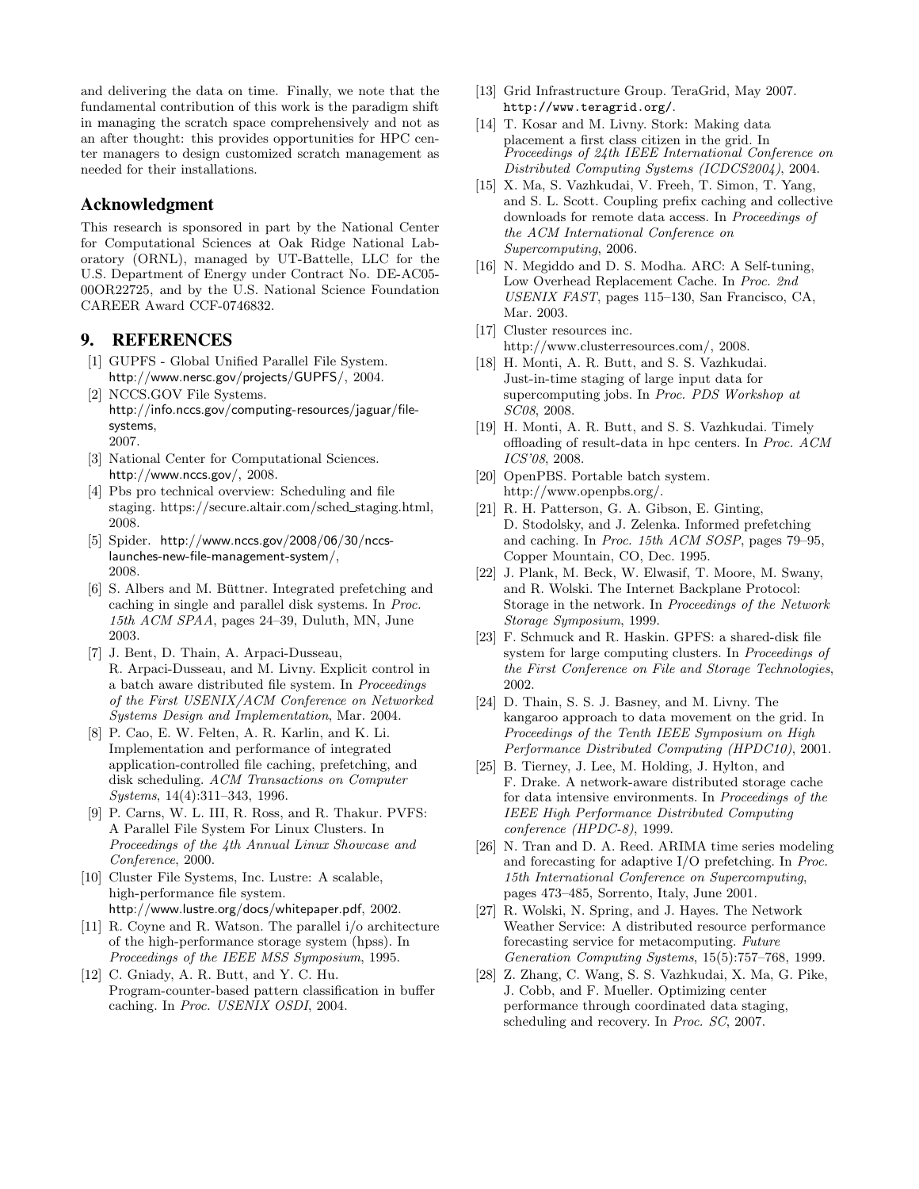and delivering the data on time. Finally, we note that the fundamental contribution of this work is the paradigm shift in managing the scratch space comprehensively and not as an after thought: this provides opportunities for HPC center managers to design customized scratch management as needed for their installations.

## Acknowledgment

This research is sponsored in part by the National Center for Computational Sciences at Oak Ridge National Laboratory (ORNL), managed by UT-Battelle, LLC for the U.S. Department of Energy under Contract No. DE-AC05-00OR22725, and by the U.S. National Science Foundation CAREER Award CCF-0746832.

## 9. REFERENCES

[1] GUPFS - Global Unified Parallel File System. http://www.nersc.gov/projects/GUPFS/, 2004.

[2] NCCS.GOV File Systems. http://info.nccs.gov/computing-resources/jaguar/file-systems, 2007.

[3] National Center for Computational Sciences. http://www.nccs.gov/, 2008.

[4] Pbs pro technical overview: Scheduling and file staging. https://secure.altair.com/sched_staging.html, 2008.

[5] Spider. http://www.nccs.gov/2008/06/30/nccs-launches-new-file-management-system/, 2008.

[6] S. Albers and M. Büttner. Integrated prefetching and caching in single and parallel disk systems. In *Proc. 15th ACM SPAA*, pages 24–39, Duluth, MN, June 2003.

[7] J. Bent, D. Thain, A. Arpaci-Dusseau, R. Arpaci-Dusseau, and M. Livny. Explicit control in a batch aware distributed file system. In *Proceedings of the First USENIX/ACM Conference on Networked Systems Design and Implementation*, Mar. 2004.

[8] P. Cao, E. W. Felten, A. R. Karlin, and K. Li. Implementation and performance of integrated application-controlled file caching, prefetching, and disk scheduling. *ACM Transactions on Computer Systems*, 14(4):311–343, 1996.

[9] P. Carns, W. L. III, R. Ross, and R. Thakur. PVFS: A Parallel File System For Linux Clusters. In *Proceedings of the 4th Annual Linux Showcase and Conference*, 2000.

[10] Cluster File Systems, Inc. Lustre: A scalable, high-performance file system. http://www.lustre.org/docs/whitepaper.pdf, 2002.

[11] R. Coyne and R. Watson. The parallel i/o architecture of the high-performance storage system (hpss). In *Proceedings of the IEEE MSS Symposium*, 1995.

[12] C. Gniady, A. R. Butt, and Y. C. Hu. Program-counter-based pattern classification in buffer caching. In *Proc. USENIX OSDI*, 2004.

[13] Grid Infrastructure Group. TeraGrid, May 2007. http://www.teragrid.org/.

[14] T. Kosar and M. Livny. Stork: Making data placement a first class citizen in the grid. In *Proceedings of 24th IEEE International Conference on Distributed Computing Systems (ICDCS2004)*, 2004.

[15] X. Ma, S. Vazhkudai, V. Freeh, T. Simon, T. Yang, and S. L. Scott. Coupling prefix caching and collective downloads for remote data access. In *Proceedings of the ACM International Conference on Supercomputing*, 2006.

[16] N. Megiddo and D. S. Modha. ARC: A Self-tuning, Low Overhead Replacement Cache. In *Proc. 2nd USENIX FAST*, pages 115–130, San Francisco, CA, Mar. 2003.

[17] Cluster resources inc. http://www.clusterresources.com/, 2008.

[18] H. Monti, A. R. Butt, and S. S. Vazhkudai. Just-in-time staging of large input data for supercomputing jobs. In *Proc. PDS Workshop at SC08*, 2008.

[19] H. Monti, A. R. Butt, and S. S. Vazhkudai. Timely offloading of result-data in hpc centers. In *Proc. ACM ICS'08*, 2008.

[20] OpenPBS. Portable batch system. http://www.openpbs.org/.

[21] R. H. Patterson, G. A. Gibson, E. Ginting, D. Stodolsky, and J. Zelenka. Informed prefetching and caching. In *Proc. 15th ACM SOSP*, pages 79–95, Copper Mountain, CO, Dec. 1995.

[22] J. Plank, M. Beck, W. Elwasif, T. Moore, M. Swany, and R. Wolski. The Internet Backplane Protocol: Storage in the network. In *Proceedings of the Network Storage Symposium*, 1999.

[23] F. Schmuck and R. Haskin. GPFS: a shared-disk file system for large computing clusters. In *Proceedings of the First Conference on File and Storage Technologies*, 2002.

[24] D. Thain, S. S. J. Basney, and M. Livny. The kangaroo approach to data movement on the grid. In *Proceedings of the Tenth IEEE Symposium on High Performance Distributed Computing (HPDC10)*, 2001.

[25] B. Tierney, J. Lee, M. Holding, J. Hylton, and F. Drake. A network-aware distributed storage cache for data intensive environments. In *Proceedings of the IEEE High Performance Distributed Computing conference (HPDC-8)*, 1999.

[26] N. Tran and D. A. Reed. ARIMA time series modeling and forecasting for adaptive I/O prefetching. In *Proc. 15th International Conference on Supercomputing*, pages 473–485, Sorrento, Italy, June 2001.

[27] R. Wolski, N. Spring, and J. Hayes. The Network Weather Service: A distributed resource performance forecasting service for metacomputing. *Future Generation Computing Systems*, 15(5):757–768, 1999.

[28] Z. Zhang, C. Wang, S. S. Vazhkudai, X. Ma, G. Pike, J. Cobb, and F. Mueller. Optimizing center performance through coordinated data staging, scheduling and recovery. In *Proc. SC*, 2007.